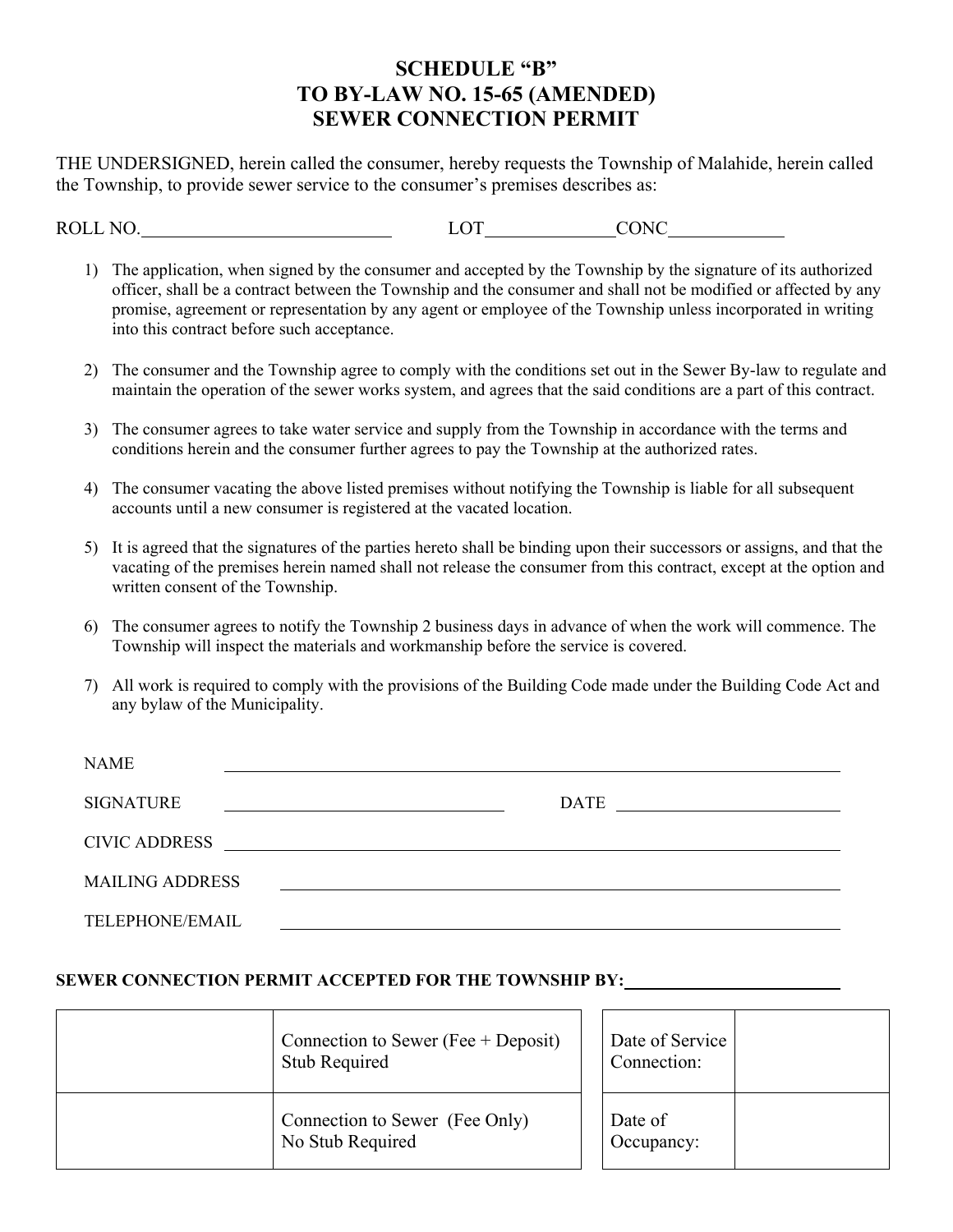# SCHEDULE "B"
# TO BY-LAW NO. 15-65 (AMENDED)
# SEWER CONNECTION PERMIT

THE UNDERSIGNED, herein called the consumer, hereby requests the Township of Malahide, herein called the Township, to provide sewer service to the consumer's premises describes as:

ROLL NO.____________________ LOT____________CONC____________

1) The application, when signed by the consumer and accepted by the Township by the signature of its authorized officer, shall be a contract between the Township and the consumer and shall not be modified or affected by any promise, agreement or representation by any agent or employee of the Township unless incorporated in writing into this contract before such acceptance.

2) The consumer and the Township agree to comply with the conditions set out in the Sewer By-law to regulate and maintain the operation of the sewer works system, and agrees that the said conditions are a part of this contract.

3) The consumer agrees to take water service and supply from the Township in accordance with the terms and conditions herein and the consumer further agrees to pay the Township at the authorized rates.

4) The consumer vacating the above listed premises without notifying the Township is liable for all subsequent accounts until a new consumer is registered at the vacated location.

5) It is agreed that the signatures of the parties hereto shall be binding upon their successors or assigns, and that the vacating of the premises herein named shall not release the consumer from this contract, except at the option and written consent of the Township.

6) The consumer agrees to notify the Township 2 business days in advance of when the work will commence. The Township will inspect the materials and workmanship before the service is covered.

7) All work is required to comply with the provisions of the Building Code made under the Building Code Act and any bylaw of the Municipality.

NAME ____________________________________________

SIGNATURE ____________________ DATE ____________________

CIVIC ADDRESS ____________________________________________

MAILING ADDRESS ____________________________________________

TELEPHONE/EMAIL ____________________________________________

**SEWER CONNECTION PERMIT ACCEPTED FOR THE TOWNSHIP BY:**____________________

| | | | |
|---|---|---|---|
| | Connection to Sewer (Fee + Deposit) Stub Required | Date of Service Connection: | |
| | Connection to Sewer (Fee Only) No Stub Required | Date of Occupancy: | |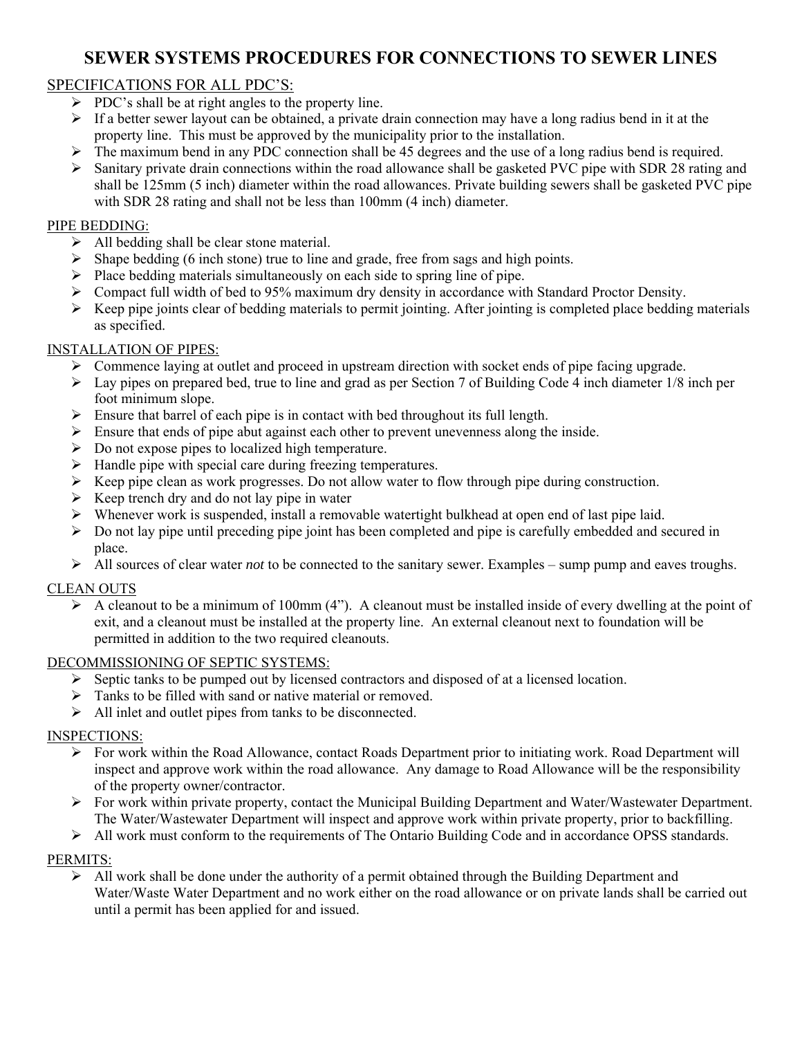# SEWER SYSTEMS PROCEDURES FOR CONNECTIONS TO SEWER LINES

## SPECIFICATIONS FOR ALL PDC'S:

- PDC's shall be at right angles to the property line.
- If a better sewer layout can be obtained, a private drain connection may have a long radius bend in it at the property line. This must be approved by the municipality prior to the installation.
- The maximum bend in any PDC connection shall be 45 degrees and the use of a long radius bend is required.
- Sanitary private drain connections within the road allowance shall be gasketed PVC pipe with SDR 28 rating and shall be 125mm (5 inch) diameter within the road allowances. Private building sewers shall be gasketed PVC pipe with SDR 28 rating and shall not be less than 100mm (4 inch) diameter.

## PIPE BEDDING:

- All bedding shall be clear stone material.
- Shape bedding (6 inch stone) true to line and grade, free from sags and high points.
- Place bedding materials simultaneously on each side to spring line of pipe.
- Compact full width of bed to 95% maximum dry density in accordance with Standard Proctor Density.
- Keep pipe joints clear of bedding materials to permit jointing. After jointing is completed place bedding materials as specified.

## INSTALLATION OF PIPES:

- Commence laying at outlet and proceed in upstream direction with socket ends of pipe facing upgrade.
- Lay pipes on prepared bed, true to line and grad as per Section 7 of Building Code 4 inch diameter 1/8 inch per foot minimum slope.
- Ensure that barrel of each pipe is in contact with bed throughout its full length.
- Ensure that ends of pipe abut against each other to prevent unevenness along the inside.
- Do not expose pipes to localized high temperature.
- Handle pipe with special care during freezing temperatures.
- Keep pipe clean as work progresses. Do not allow water to flow through pipe during construction.
- Keep trench dry and do not lay pipe in water
- Whenever work is suspended, install a removable watertight bulkhead at open end of last pipe laid.
- Do not lay pipe until preceding pipe joint has been completed and pipe is carefully embedded and secured in place.
- All sources of clear water *not* to be connected to the sanitary sewer. Examples – sump pump and eaves troughs.

## CLEAN OUTS

- A cleanout to be a minimum of 100mm (4"). A cleanout must be installed inside of every dwelling at the point of exit, and a cleanout must be installed at the property line. An external cleanout next to foundation will be permitted in addition to the two required cleanouts.

## DECOMMISSIONING OF SEPTIC SYSTEMS:

- Septic tanks to be pumped out by licensed contractors and disposed of at a licensed location.
- Tanks to be filled with sand or native material or removed.
- All inlet and outlet pipes from tanks to be disconnected.

## INSPECTIONS:

- For work within the Road Allowance, contact Roads Department prior to initiating work. Road Department will inspect and approve work within the road allowance. Any damage to Road Allowance will be the responsibility of the property owner/contractor.
- For work within private property, contact the Municipal Building Department and Water/Wastewater Department. The Water/Wastewater Department will inspect and approve work within private property, prior to backfilling.
- All work must conform to the requirements of The Ontario Building Code and in accordance OPSS standards.

## PERMITS:

- All work shall be done under the authority of a permit obtained through the Building Department and Water/Waste Water Department and no work either on the road allowance or on private lands shall be carried out until a permit has been applied for and issued.